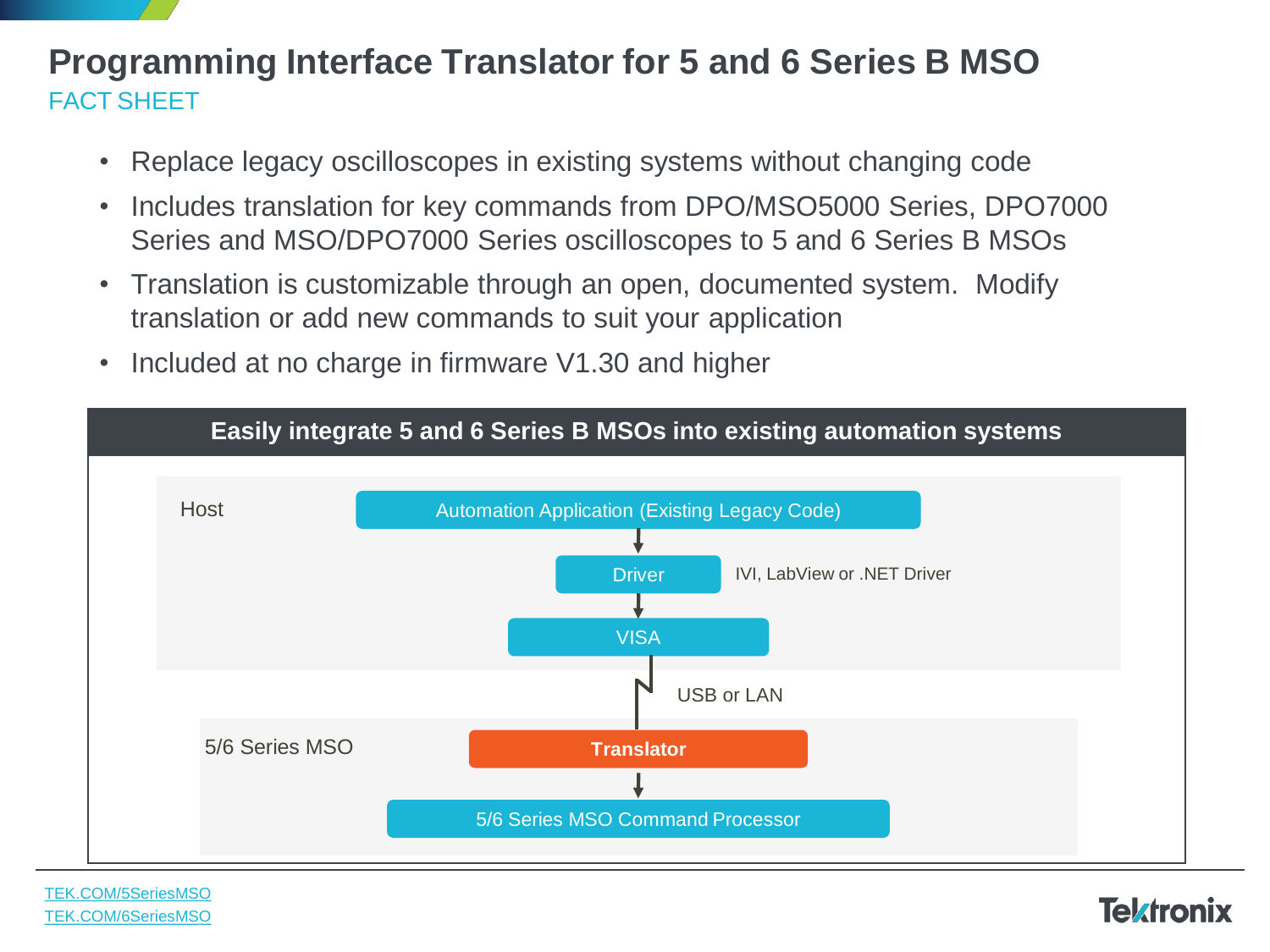# Programming Interface Translator for 5 and 6 Series B MSO

## FACT SHEET

- Replace legacy oscilloscopes in existing systems without changing code
- Includes translation for key commands from DPO/MSO5000 Series, DPO7000 Series and MSO/DPO7000 Series oscilloscopes to 5 and 6 Series B MSOs
- Translation is customizable through an open, documented system. Modify translation or add new commands to suit your application
- Included at no charge in firmware V1.30 and higher

### Easily integrate 5 and 6 Series B MSOs into existing automation systems

**Host**

- Automation Application (Existing Legacy Code)
- ↓
- Driver — IVI, LabView or .NET Driver
- ↓
- VISA

USB or LAN

**5/6 Series MSO**

- **Translator**
- ↓
- 5/6 Series MSO Command Processor

TEK.COM/5SeriesMSO
TEK.COM/6SeriesMSO

Tektronix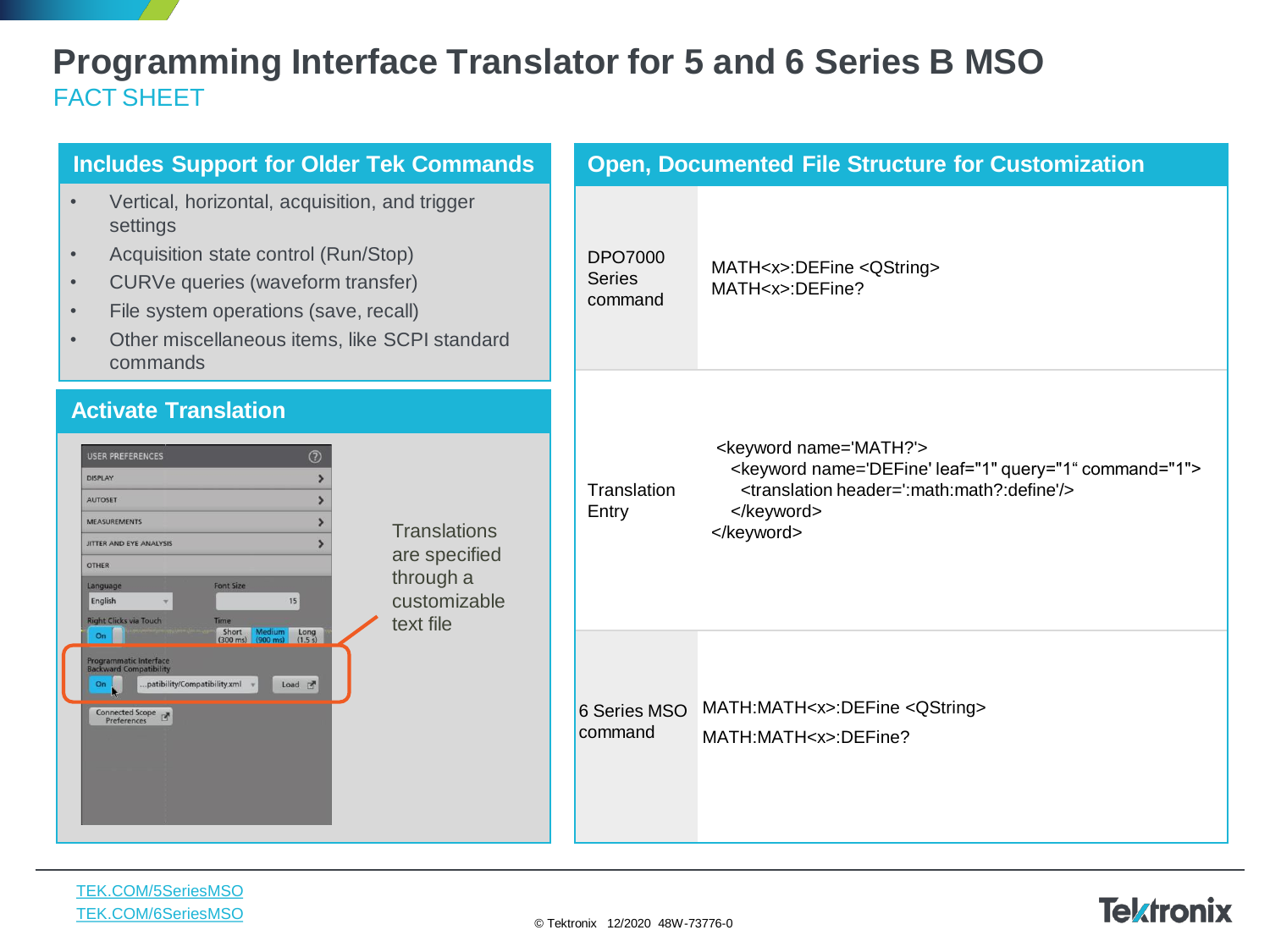# Programming Interface Translator for 5 and 6 Series B MSO

FACT SHEET

## Includes Support for Older Tek Commands

- Vertical, horizontal, acquisition, and trigger settings
- Acquisition state control (Run/Stop)
- CURVe queries (waveform transfer)
- File system operations (save, recall)
- Other miscellaneous items, like SCPI standard commands

## Activate Translation

Translations are specified through a customizable text file

## Open, Documented File Structure for Customization

| | |
|---|---|
| DPO7000 Series command | MATH<x>:DEFine <QString><br>MATH<x>:DEFine? |
| Translation Entry | <keyword name='MATH?'><br>&nbsp;&nbsp;<keyword name='DEFine' leaf="1" query="1" command="1"><br>&nbsp;&nbsp;&nbsp;&nbsp;<translation header=':math:math?:define'/><br>&nbsp;&nbsp;</keyword><br></keyword> |
| 6 Series MSO command | MATH:MATH<x>:DEFine <QString><br>MATH:MATH<x>:DEFine? |

TEK.COM/5SeriesMSO
TEK.COM/6SeriesMSO

© Tektronix 12/2020 48W-73776-0